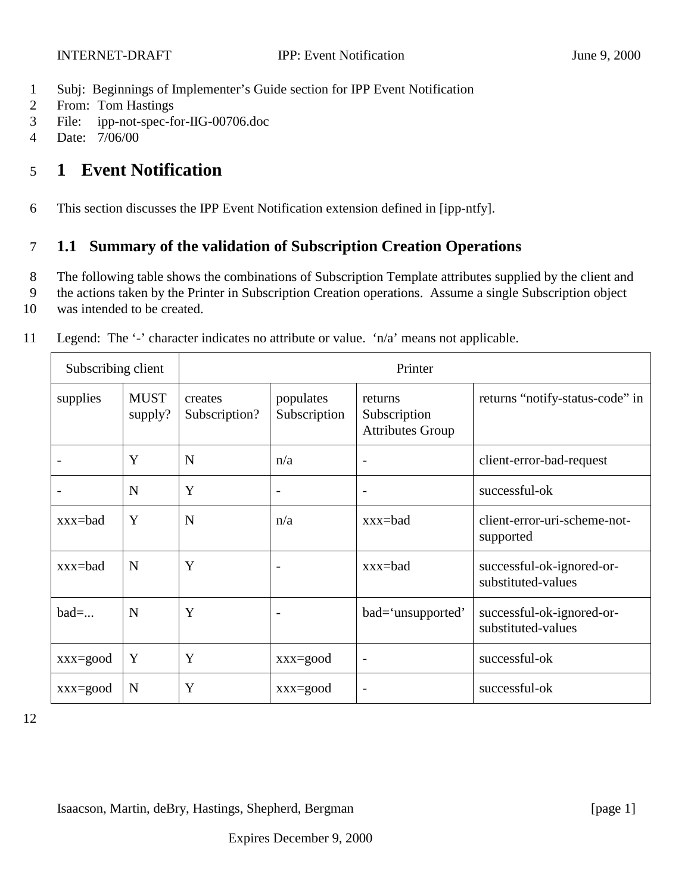Subj: Beginnings of Implementer's Guide section for IPP Event Notification
From: Tom Hastings
File: ipp-not-spec-for-IIG-00706.doc
Date: 7/06/00

# 1 Event Notification

This section discusses the IPP Event Notification extension defined in [ipp-ntfy].

## 1.1 Summary of the validation of Subscription Creation Operations

The following table shows the combinations of Subscription Template attributes supplied by the client and the actions taken by the Printer in Subscription Creation operations. Assume a single Subscription object was intended to be created.

Legend: The '-' character indicates no attribute or value. 'n/a' means not applicable.

| Subscribing client | | Printer | | | |
|---|---|---|---|---|---|
| supplies | MUST supply? | creates Subscription? | populates Subscription | returns Subscription Attributes Group | returns "notify-status-code" in |
| - | Y | N | n/a | - | client-error-bad-request |
| - | N | Y | - | - | successful-ok |
| xxx=bad | Y | N | n/a | xxx=bad | client-error-uri-scheme-not-supported |
| xxx=bad | N | Y | - | xxx=bad | successful-ok-ignored-or-substituted-values |
| bad=... | N | Y | - | bad='unsupported' | successful-ok-ignored-or-substituted-values |
| xxx=good | Y | Y | xxx=good | - | successful-ok |
| xxx=good | N | Y | xxx=good | - | successful-ok |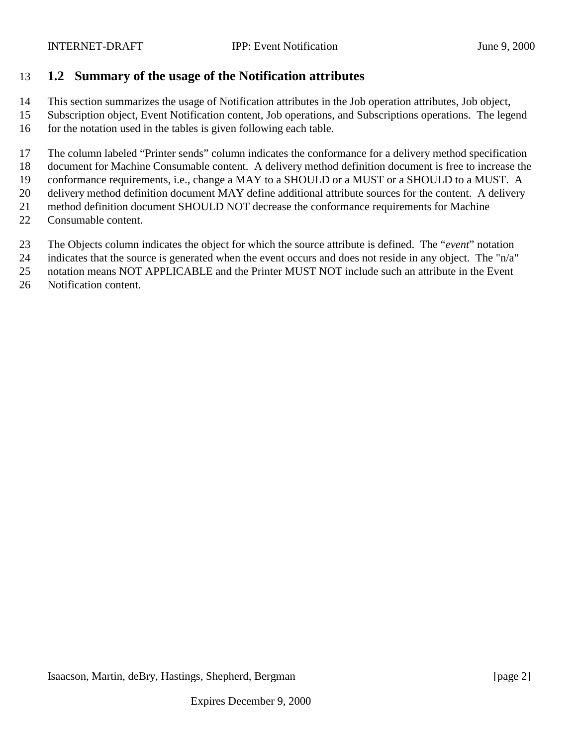## 1.2 Summary of the usage of the Notification attributes

This section summarizes the usage of Notification attributes in the Job operation attributes, Job object, Subscription object, Event Notification content, Job operations, and Subscriptions operations. The legend for the notation used in the tables is given following each table.

The column labeled "Printer sends" column indicates the conformance for a delivery method specification document for Machine Consumable content. A delivery method definition document is free to increase the conformance requirements, i.e., change a MAY to a SHOULD or a MUST or a SHOULD to a MUST. A delivery method definition document MAY define additional attribute sources for the content. A delivery method definition document SHOULD NOT decrease the conformance requirements for Machine Consumable content.

The Objects column indicates the object for which the source attribute is defined. The "*event*" notation indicates that the source is generated when the event occurs and does not reside in any object. The "n/a" notation means NOT APPLICABLE and the Printer MUST NOT include such an attribute in the Event Notification content.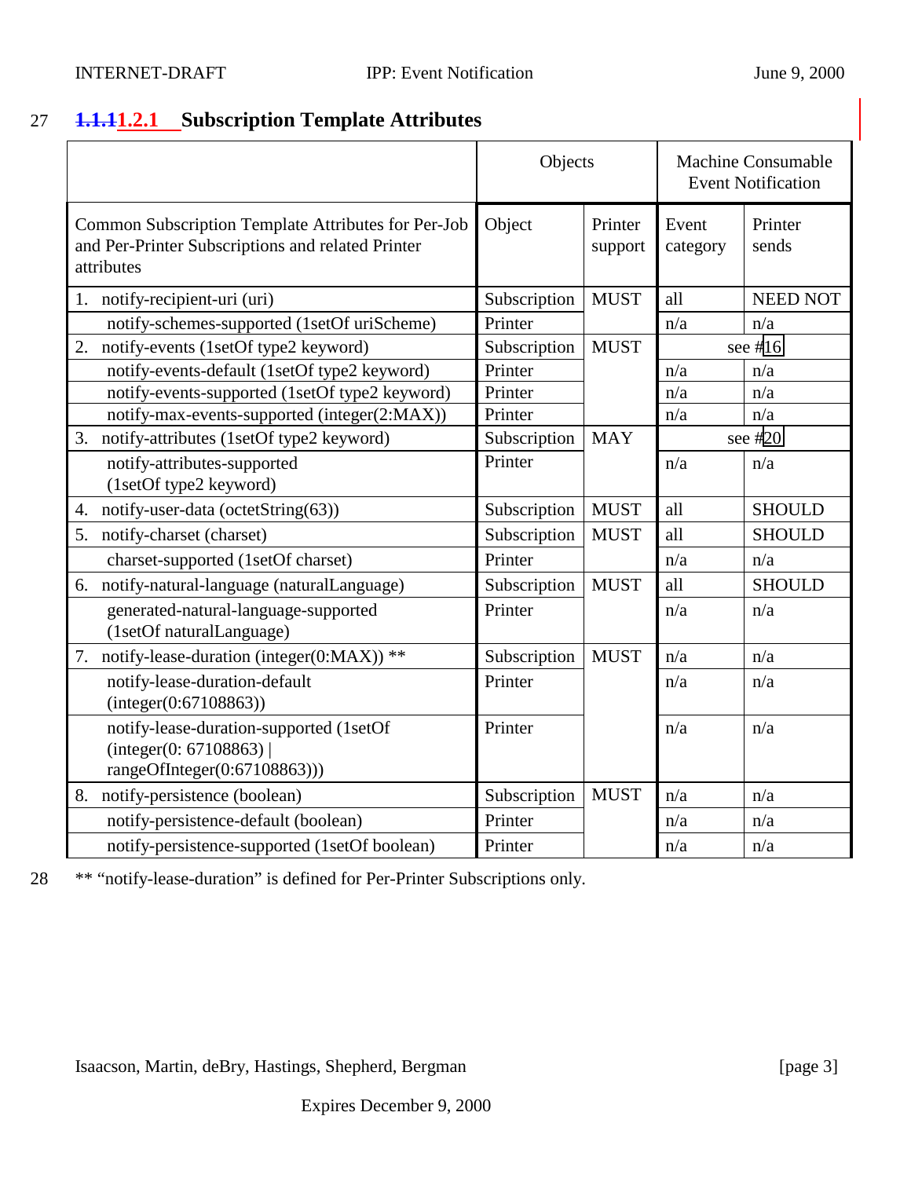### 1.1.11.2.1 Subscription Template Attributes

| | Objects | | Machine Consumable Event Notification | |
|---|---|---|---|---|
| Common Subscription Template Attributes for Per-Job and Per-Printer Subscriptions and related Printer attributes | Object | Printer support | Event category | Printer sends |
| 1. notify-recipient-uri (uri) | Subscription | MUST | all | NEED NOT |
| notify-schemes-supported (1setOf uriScheme) | Printer | | n/a | n/a |
| 2. notify-events (1setOf type2 keyword) | Subscription | MUST | see #16 | |
| notify-events-default (1setOf type2 keyword) | Printer | | n/a | n/a |
| notify-events-supported (1setOf type2 keyword) | Printer | | n/a | n/a |
| notify-max-events-supported (integer(2:MAX)) | Printer | | n/a | n/a |
| 3. notify-attributes (1setOf type2 keyword) | Subscription | MAY | see #20 | |
| notify-attributes-supported (1setOf type2 keyword) | Printer | | n/a | n/a |
| 4. notify-user-data (octetString(63)) | Subscription | MUST | all | SHOULD |
| 5. notify-charset (charset) | Subscription | MUST | all | SHOULD |
| charset-supported (1setOf charset) | Printer | | n/a | n/a |
| 6. notify-natural-language (naturalLanguage) | Subscription | MUST | all | SHOULD |
| generated-natural-language-supported (1setOf naturalLanguage) | Printer | | n/a | n/a |
| 7. notify-lease-duration (integer(0:MAX)) ** | Subscription | MUST | n/a | n/a |
| notify-lease-duration-default (integer(0:67108863)) | Printer | | n/a | n/a |
| notify-lease-duration-supported (1setOf (integer(0: 67108863) \| rangeOfInteger(0:67108863))) | Printer | | n/a | n/a |
| 8. notify-persistence (boolean) | Subscription | MUST | n/a | n/a |
| notify-persistence-default (boolean) | Printer | | n/a | n/a |
| notify-persistence-supported (1setOf boolean) | Printer | | n/a | n/a |

** "notify-lease-duration" is defined for Per-Printer Subscriptions only.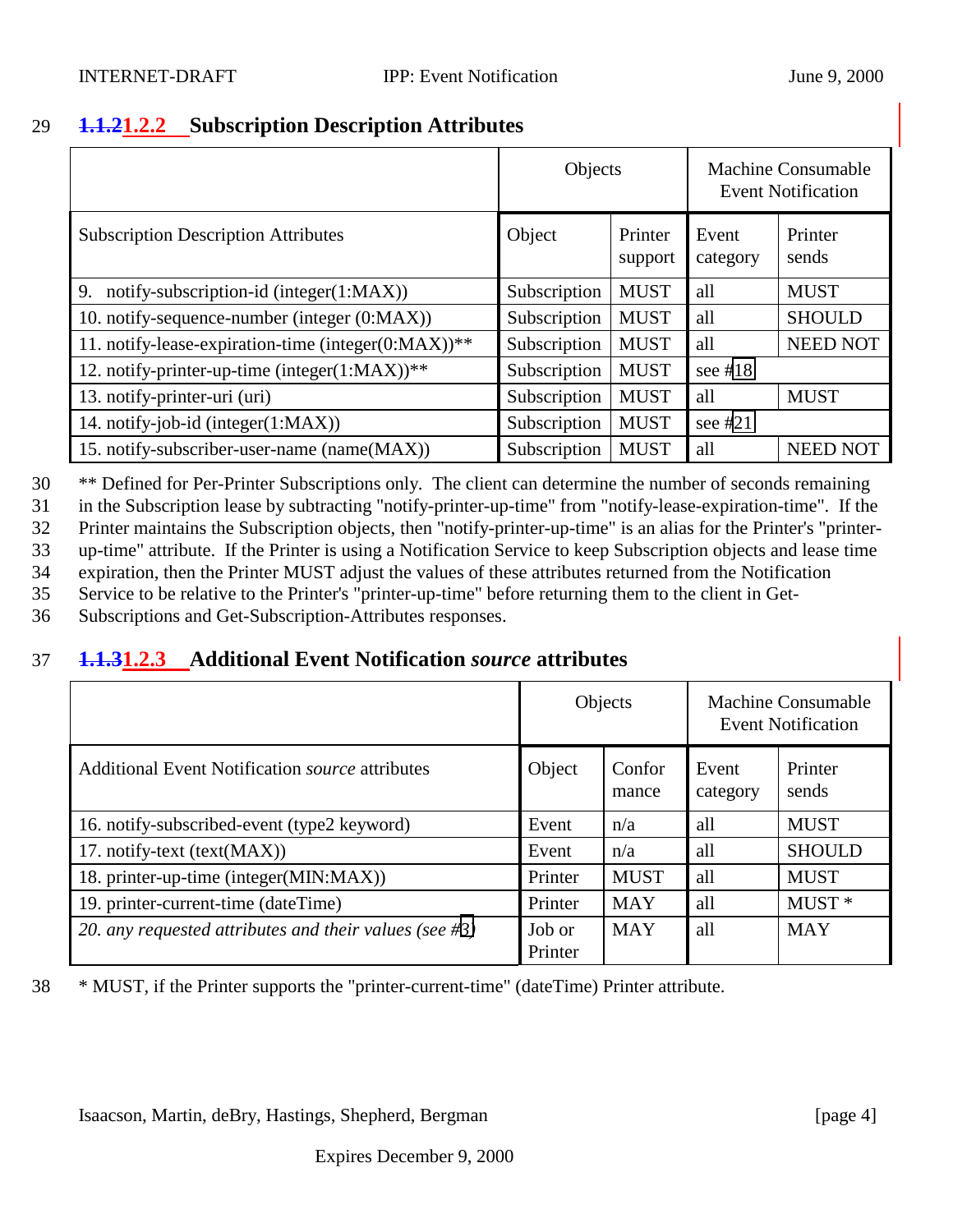### ~~1.1.2~~1.2.2 Subscription Description Attributes

| | Objects | | Machine Consumable Event Notification | |
|---|---|---|---|---|
| Subscription Description Attributes | Object | Printer support | Event category | Printer sends |
| 9. notify-subscription-id (integer(1:MAX)) | Subscription | MUST | all | MUST |
| 10. notify-sequence-number (integer (0:MAX)) | Subscription | MUST | all | SHOULD |
| 11. notify-lease-expiration-time (integer(0:MAX))** | Subscription | MUST | all | NEED NOT |
| 12. notify-printer-up-time (integer(1:MAX))** | Subscription | MUST | see #18 | |
| 13. notify-printer-uri (uri) | Subscription | MUST | all | MUST |
| 14. notify-job-id (integer(1:MAX)) | Subscription | MUST | see #21 | |
| 15. notify-subscriber-user-name (name(MAX)) | Subscription | MUST | all | NEED NOT |

** Defined for Per-Printer Subscriptions only. The client can determine the number of seconds remaining in the Subscription lease by subtracting "notify-printer-up-time" from "notify-lease-expiration-time". If the Printer maintains the Subscription objects, then "notify-printer-up-time" is an alias for the Printer's "printer-up-time" attribute. If the Printer is using a Notification Service to keep Subscription objects and lease time expiration, then the Printer MUST adjust the values of these attributes returned from the Notification Service to be relative to the Printer's "printer-up-time" before returning them to the client in Get-Subscriptions and Get-Subscription-Attributes responses.

### ~~1.1.3~~1.2.3 Additional Event Notification *source* attributes

| | Objects | | Machine Consumable Event Notification | |
|---|---|---|---|---|
| Additional Event Notification *source* attributes | Object | Conformance | Event category | Printer sends |
| 16. notify-subscribed-event (type2 keyword) | Event | n/a | all | MUST |
| 17. notify-text (text(MAX)) | Event | n/a | all | SHOULD |
| 18. printer-up-time (integer(MIN:MAX)) | Printer | MUST | all | MUST |
| 19. printer-current-time (dateTime) | Printer | MAY | all | MUST * |
| *20. any requested attributes and their values (see #3)* | Job or Printer | MAY | all | MAY |

* MUST, if the Printer supports the "printer-current-time" (dateTime) Printer attribute.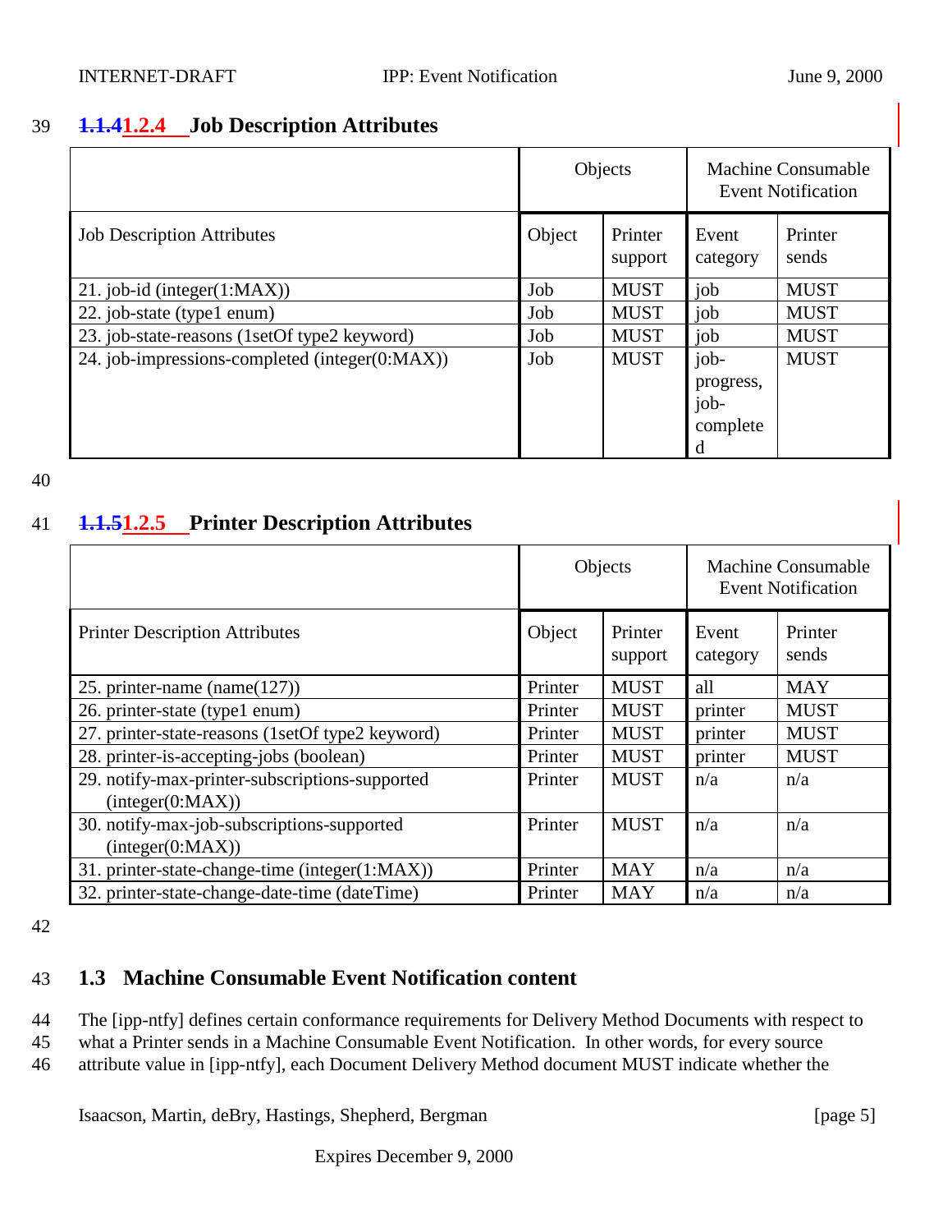### ~~1.1.4~~1.2.4 Job Description Attributes

| | Objects | | Machine Consumable Event Notification | |
|---|---|---|---|---|
| Job Description Attributes | Object | Printer support | Event category | Printer sends |
| 21. job-id (integer(1:MAX)) | Job | MUST | job | MUST |
| 22. job-state (type1 enum) | Job | MUST | job | MUST |
| 23. job-state-reasons (1setOf type2 keyword) | Job | MUST | job | MUST |
| 24. job-impressions-completed (integer(0:MAX)) | Job | MUST | job-progress, job-completed | MUST |

### ~~1.1.5~~1.2.5 Printer Description Attributes

| | Objects | | Machine Consumable Event Notification | |
|---|---|---|---|---|
| Printer Description Attributes | Object | Printer support | Event category | Printer sends |
| 25. printer-name (name(127)) | Printer | MUST | all | MAY |
| 26. printer-state (type1 enum) | Printer | MUST | printer | MUST |
| 27. printer-state-reasons (1setOf type2 keyword) | Printer | MUST | printer | MUST |
| 28. printer-is-accepting-jobs (boolean) | Printer | MUST | printer | MUST |
| 29. notify-max-printer-subscriptions-supported (integer(0:MAX)) | Printer | MUST | n/a | n/a |
| 30. notify-max-job-subscriptions-supported (integer(0:MAX)) | Printer | MUST | n/a | n/a |
| 31. printer-state-change-time (integer(1:MAX)) | Printer | MAY | n/a | n/a |
| 32. printer-state-change-date-time (dateTime) | Printer | MAY | n/a | n/a |

## 1.3 Machine Consumable Event Notification content

The [ipp-ntfy] defines certain conformance requirements for Delivery Method Documents with respect to what a Printer sends in a Machine Consumable Event Notification. In other words, for every source attribute value in [ipp-ntfy], each Document Delivery Method document MUST indicate whether the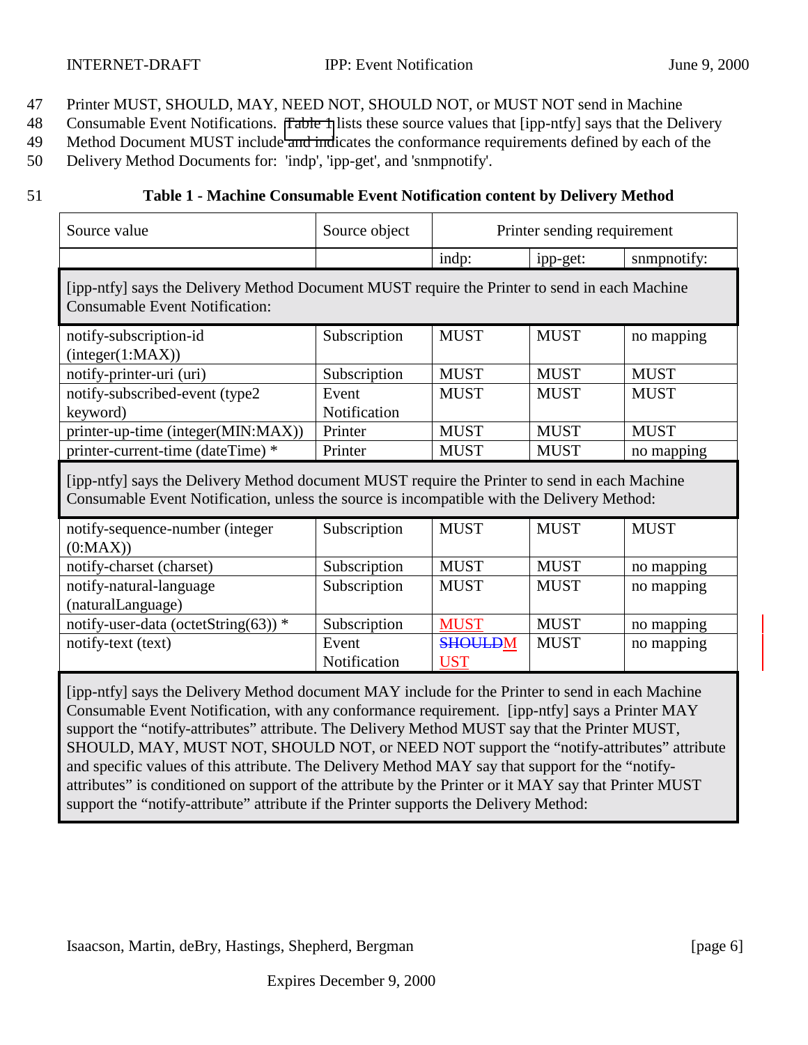Printer MUST, SHOULD, MAY, NEED NOT, SHOULD NOT, or MUST NOT send in Machine Consumable Event Notifications. Table 1 lists these source values that [ipp-ntfy] says that the Delivery Method Document MUST include and indicates the conformance requirements defined by each of the Delivery Method Documents for: 'indp', 'ipp-get', and 'snmpnotify'.

**Table 1 - Machine Consumable Event Notification content by Delivery Method**

| Source value | Source object | Printer sending requirement | | |
|---|---|---|---|---|
| | | indp: | ipp-get: | snmpnotify: |
| [ipp-ntfy] says the Delivery Method Document MUST require the Printer to send in each Machine Consumable Event Notification: | | | | |
| notify-subscription-id (integer(1:MAX)) | Subscription | MUST | MUST | no mapping |
| notify-printer-uri (uri) | Subscription | MUST | MUST | MUST |
| notify-subscribed-event (type2 keyword) | Event Notification | MUST | MUST | MUST |
| printer-up-time (integer(MIN:MAX)) | Printer | MUST | MUST | MUST |
| printer-current-time (dateTime) * | Printer | MUST | MUST | no mapping |
| [ipp-ntfy] says the Delivery Method document MUST require the Printer to send in each Machine Consumable Event Notification, unless the source is incompatible with the Delivery Method: | | | | |
| notify-sequence-number (integer (0:MAX)) | Subscription | MUST | MUST | MUST |
| notify-charset (charset) | Subscription | MUST | MUST | no mapping |
| notify-natural-language (naturalLanguage) | Subscription | MUST | MUST | no mapping |
| notify-user-data (octetString(63)) * | Subscription | MUST | MUST | no mapping |
| notify-text (text) | Event Notification | ~~SHOULD~~MUST | MUST | no mapping |
| [ipp-ntfy] says the Delivery Method document MAY include for the Printer to send in each Machine Consumable Event Notification, with any conformance requirement. [ipp-ntfy] says a Printer MAY support the "notify-attributes" attribute. The Delivery Method MUST say that the Printer MUST, SHOULD, MAY, MUST NOT, SHOULD NOT, or NEED NOT support the "notify-attributes" attribute and specific values of this attribute. The Delivery Method MAY say that support for the "notify-attributes" is conditioned on support of the attribute by the Printer or it MAY say that Printer MUST support the "notify-attribute" attribute if the Printer supports the Delivery Method: | | | | |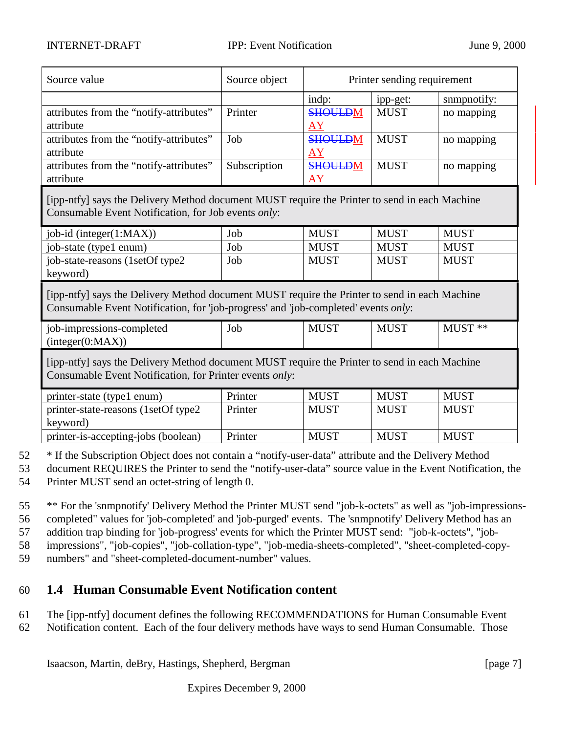| Source value | Source object | Printer sending requirement | | |
|---|---|---|---|---|
| | | indp: | ipp-get: | snmpnotify: |
| attributes from the "notify-attributes" attribute | Printer | ~~SHOULD~~MAY | MUST | no mapping |
| attributes from the "notify-attributes" attribute | Job | ~~SHOULD~~MAY | MUST | no mapping |
| attributes from the "notify-attributes" attribute | Subscription | ~~SHOULD~~MAY | MUST | no mapping |
| [ipp-ntfy] says the Delivery Method document MUST require the Printer to send in each Machine Consumable Event Notification, for Job events *only*: | | | | |
| job-id (integer(1:MAX)) | Job | MUST | MUST | MUST |
| job-state (type1 enum) | Job | MUST | MUST | MUST |
| job-state-reasons (1setOf type2 keyword) | Job | MUST | MUST | MUST |
| [ipp-ntfy] says the Delivery Method document MUST require the Printer to send in each Machine Consumable Event Notification, for 'job-progress' and 'job-completed' events *only*: | | | | |
| job-impressions-completed (integer(0:MAX)) | Job | MUST | MUST | MUST ** |
| [ipp-ntfy] says the Delivery Method document MUST require the Printer to send in each Machine Consumable Event Notification, for Printer events *only*: | | | | |
| printer-state (type1 enum) | Printer | MUST | MUST | MUST |
| printer-state-reasons (1setOf type2 keyword) | Printer | MUST | MUST | MUST |
| printer-is-accepting-jobs (boolean) | Printer | MUST | MUST | MUST |

* If the Subscription Object does not contain a "notify-user-data" attribute and the Delivery Method document REQUIRES the Printer to send the "notify-user-data" source value in the Event Notification, the Printer MUST send an octet-string of length 0.

** For the 'snmpnotify' Delivery Method the Printer MUST send "job-k-octets" as well as "job-impressions-completed" values for 'job-completed' and 'job-purged' events. The 'snmpnotify' Delivery Method has an addition trap binding for 'job-progress' events for which the Printer MUST send: "job-k-octets", "job-impressions", "job-copies", "job-collation-type", "job-media-sheets-completed", "sheet-completed-copy-numbers" and "sheet-completed-document-number" values.

## 1.4 Human Consumable Event Notification content

The [ipp-ntfy] document defines the following RECOMMENDATIONS for Human Consumable Event Notification content. Each of the four delivery methods have ways to send Human Consumable. Those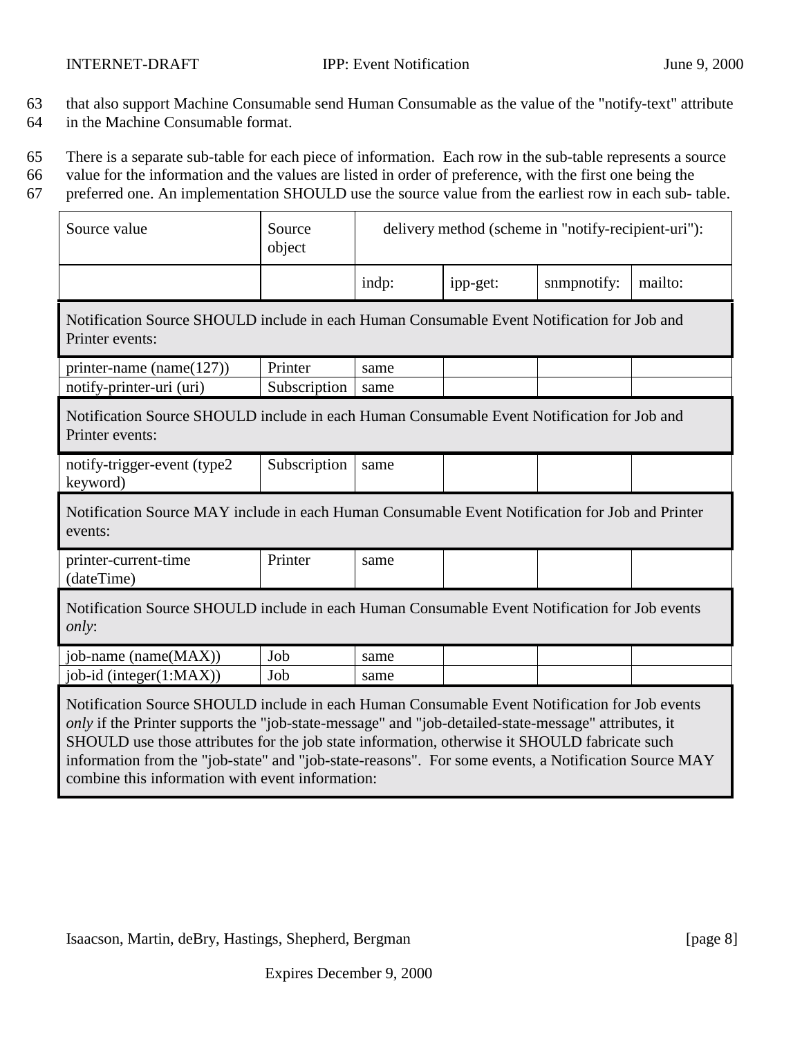that also support Machine Consumable send Human Consumable as the value of the "notify-text" attribute in the Machine Consumable format.

There is a separate sub-table for each piece of information. Each row in the sub-table represents a source value for the information and the values are listed in order of preference, with the first one being the preferred one. An implementation SHOULD use the source value from the earliest row in each sub- table.

| Source value | Source object | delivery method (scheme in "notify-recipient-uri"): | | | |
|---|---|---|---|---|---|
| | | indp: | ipp-get: | snmpnotify: | mailto: |
| Notification Source SHOULD include in each Human Consumable Event Notification for Job and Printer events: | | | | | |
| printer-name (name(127)) | Printer | same | | | |
| notify-printer-uri (uri) | Subscription | same | | | |
| Notification Source SHOULD include in each Human Consumable Event Notification for Job and Printer events: | | | | | |
| notify-trigger-event (type2 keyword) | Subscription | same | | | |
| Notification Source MAY include in each Human Consumable Event Notification for Job and Printer events: | | | | | |
| printer-current-time (dateTime) | Printer | same | | | |
| Notification Source SHOULD include in each Human Consumable Event Notification for Job events *only*: | | | | | |
| job-name (name(MAX)) | Job | same | | | |
| job-id (integer(1:MAX)) | Job | same | | | |
| Notification Source SHOULD include in each Human Consumable Event Notification for Job events *only* if the Printer supports the "job-state-message" and "job-detailed-state-message" attributes, it SHOULD use those attributes for the job state information, otherwise it SHOULD fabricate such information from the "job-state" and "job-state-reasons". For some events, a Notification Source MAY combine this information with event information: | | | | | |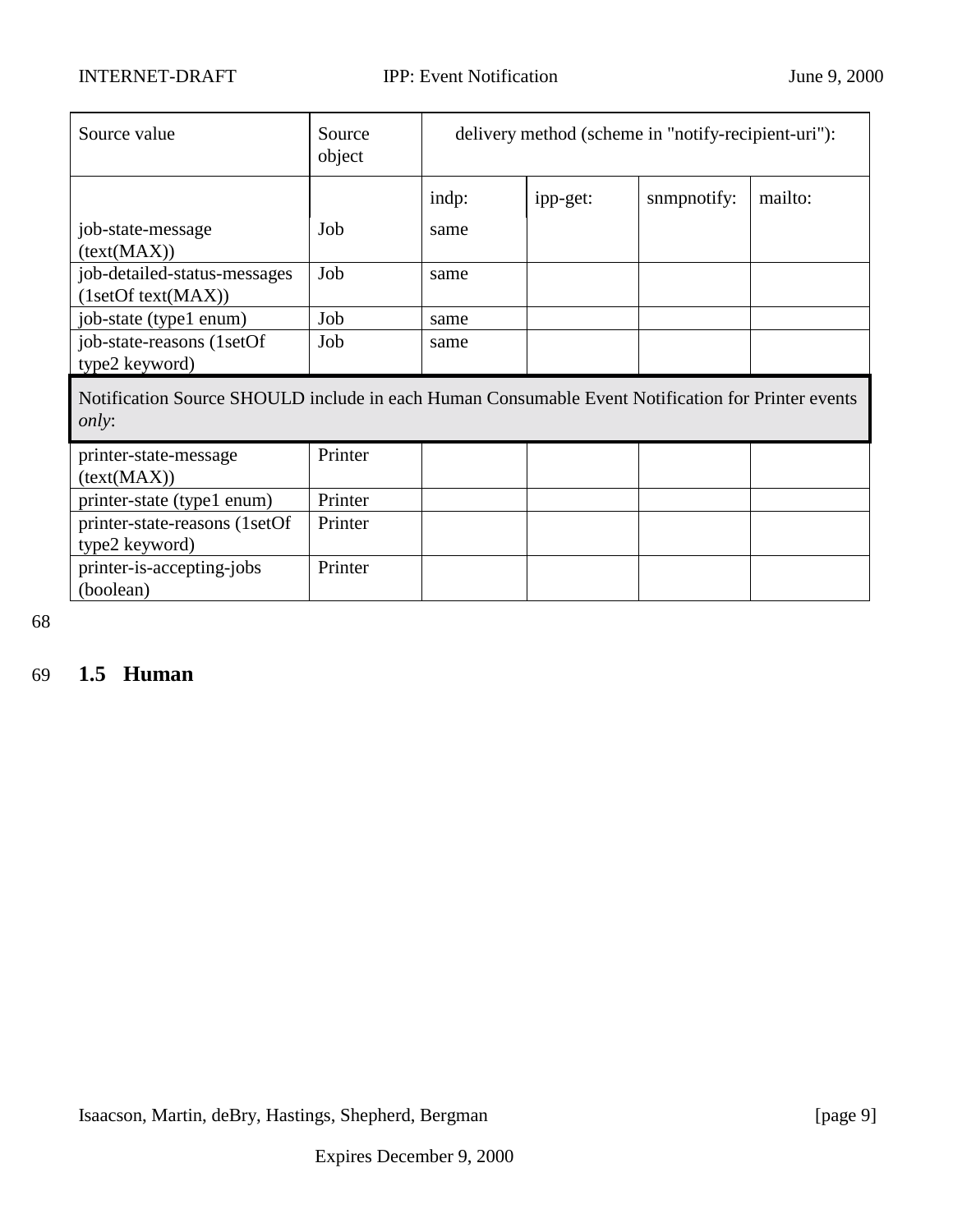| Source value | Source object | delivery method (scheme in "notify-recipient-uri"): | | | |
|---|---|---|---|---|---|
| | | indp: | ipp-get: | snmpnotify: | mailto: |
| job-state-message (text(MAX)) | Job | same | | | |
| job-detailed-status-messages (1setOf text(MAX)) | Job | same | | | |
| job-state (type1 enum) | Job | same | | | |
| job-state-reasons (1setOf type2 keyword) | Job | same | | | |
| Notification Source SHOULD include in each Human Consumable Event Notification for Printer events *only*: | | | | | |
| printer-state-message (text(MAX)) | Printer | | | | |
| printer-state (type1 enum) | Printer | | | | |
| printer-state-reasons (1setOf type2 keyword) | Printer | | | | |
| printer-is-accepting-jobs (boolean) | Printer | | | | |

68

69 **1.5 Human**